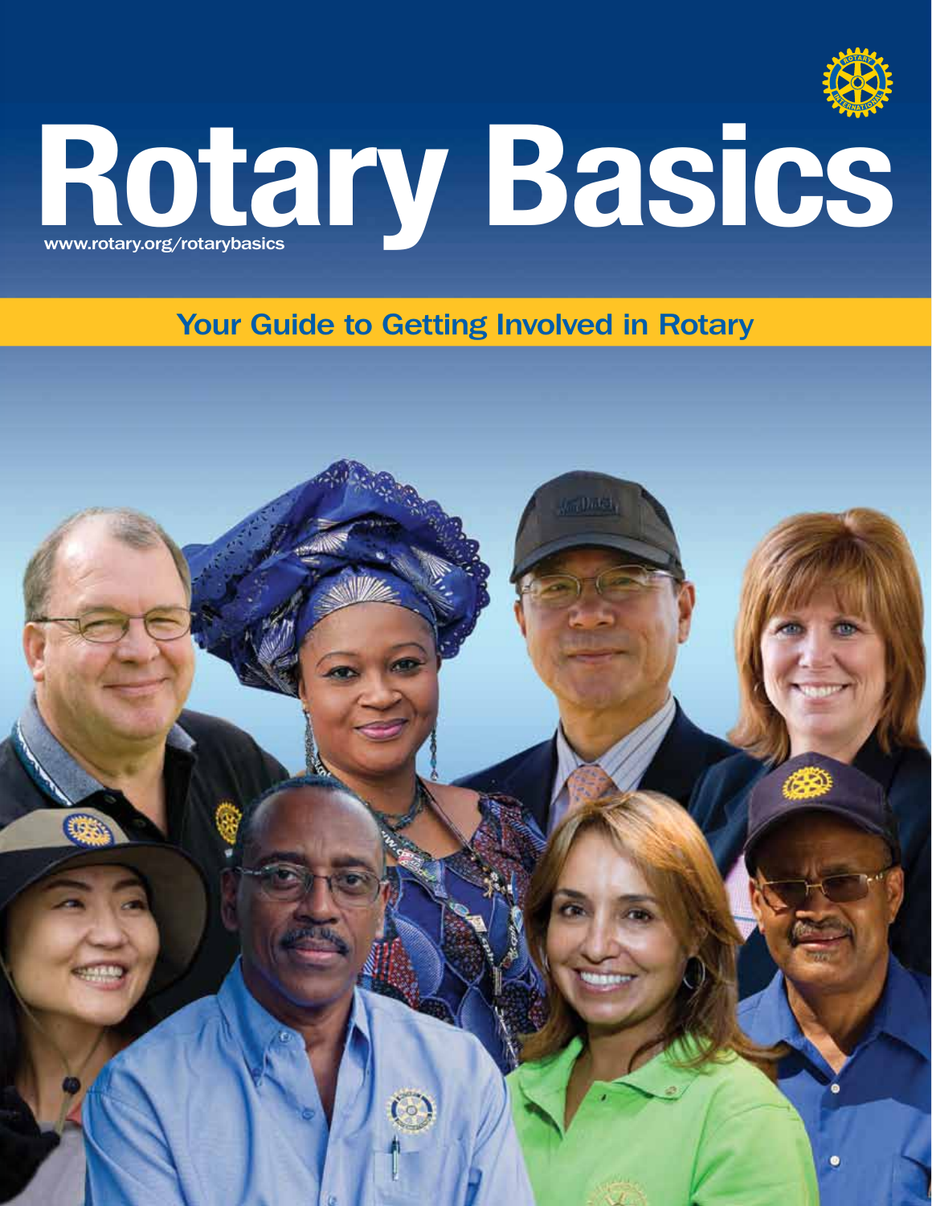# Rotary Basics

www.rotary.org/rotarybasics

## Your Guide to Getting Involved in Rotary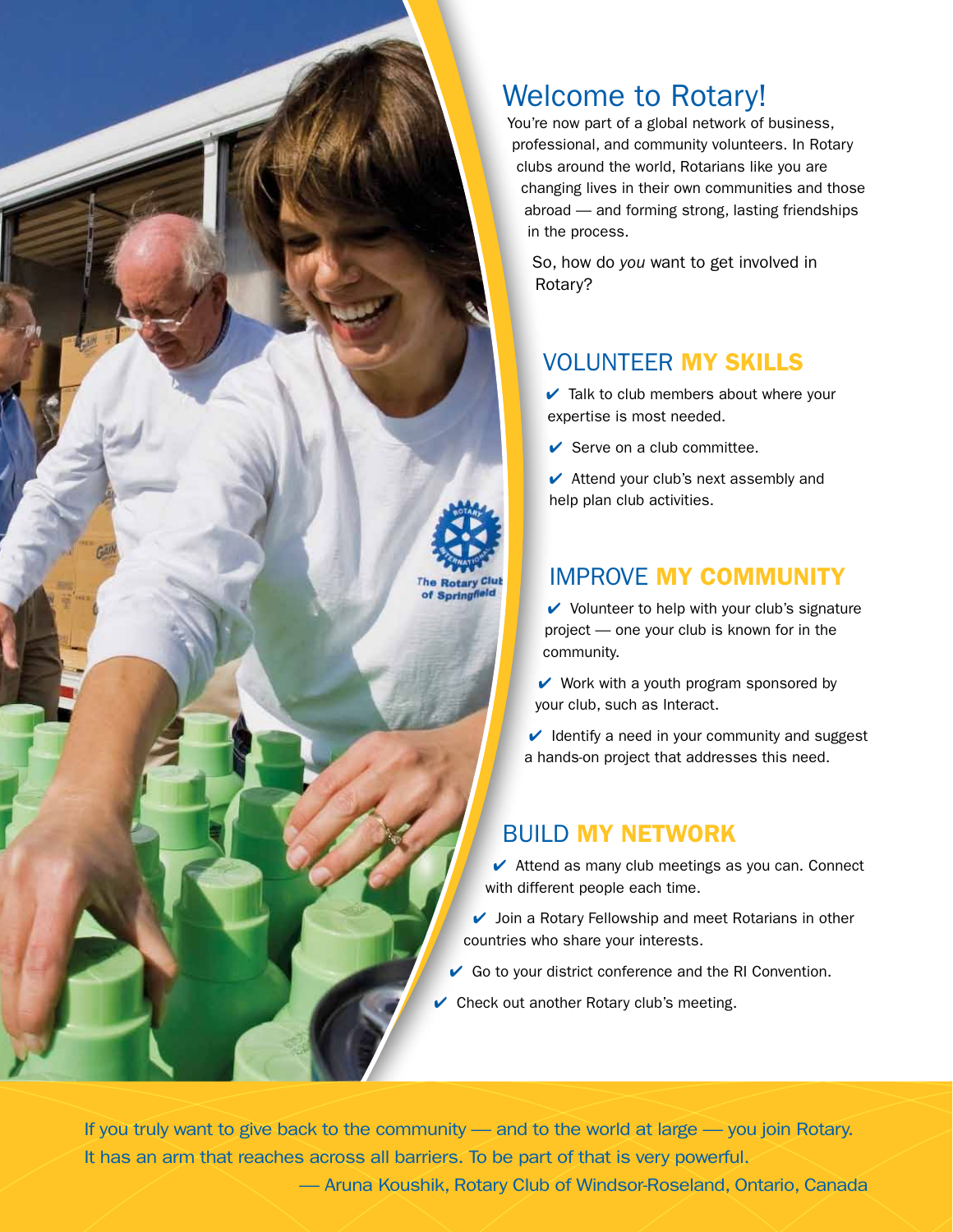# Welcome to Rotary!

You're now part of a global network of business, professional, and community volunteers. In Rotary clubs around the world, Rotarians like you are changing lives in their own communities and those abroad — and forming strong, lasting friendships in the process.

So, how do *you* want to get involved in Rotary?

## VOLUNTEER **MY SKILLS**

- ✔ Talk to club members about where your expertise is most needed.
- ✔ Serve on a club committee.
- ✔ Attend your club's next assembly and help plan club activities.

## IMPROVE **MY COMMUNITY**

- ✔ Volunteer to help with your club's signature project — one your club is known for in the community.
- ✔ Work with a youth program sponsored by your club, such as Interact.
- ✔ Identify a need in your community and suggest a hands-on project that addresses this need.

## BUILD **MY NETWORK**

- ✔ Attend as many club meetings as you can. Connect with different people each time.
- ✔ Join a Rotary Fellowship and meet Rotarians in other countries who share your interests.
- ✔ Go to your district conference and the RI Convention.
- ✔ Check out another Rotary club's meeting.

If you truly want to give back to the community — and to the world at large — you join Rotary. It has an arm that reaches across all barriers. To be part of that is very powerful.

— Aruna Koushik, Rotary Club of Windsor-Roseland, Ontario, Canada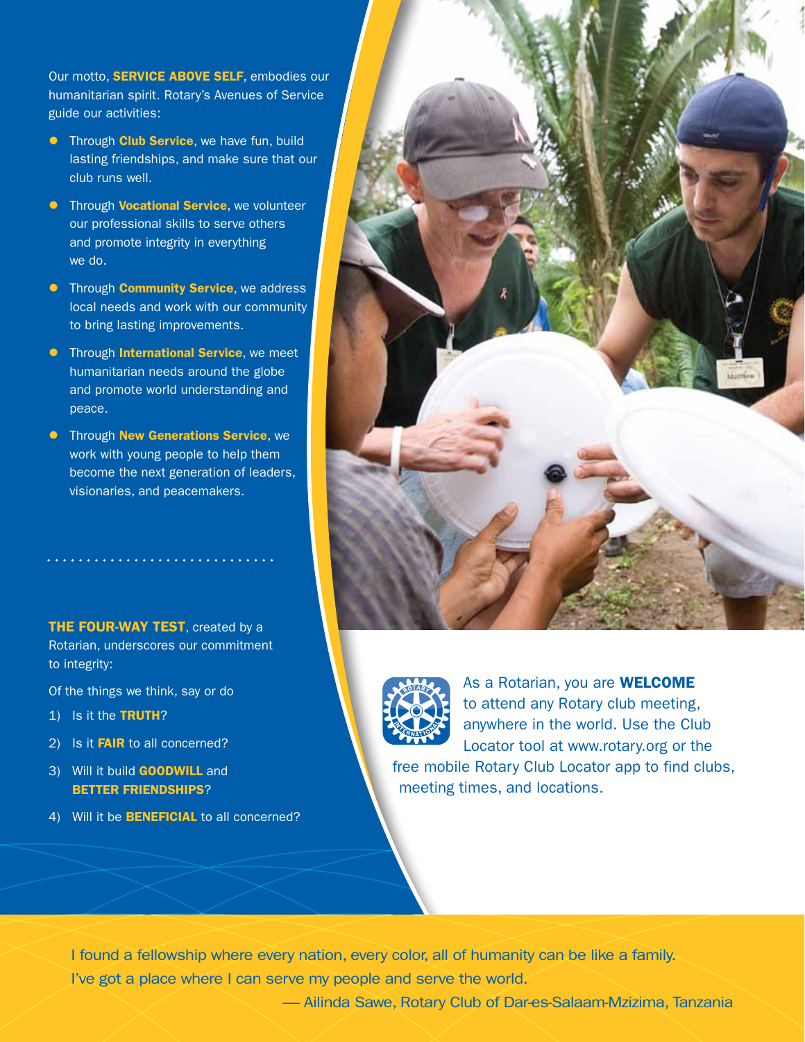Our motto, **SERVICE ABOVE SELF**, embodies our humanitarian spirit. Rotary's Avenues of Service guide our activities:

- Through **Club Service**, we have fun, build lasting friendships, and make sure that our club runs well.
- Through **Vocational Service**, we volunteer our professional skills to serve others and promote integrity in everything we do.
- Through **Community Service**, we address local needs and work with our community to bring lasting improvements.
- Through **International Service**, we meet humanitarian needs around the globe and promote world understanding and peace.
- Through **New Generations Service**, we work with young people to help them become the next generation of leaders, visionaries, and peacemakers.

**THE FOUR-WAY TEST**, created by a Rotarian, underscores our commitment to integrity:

Of the things we think, say or do

1) Is it the **TRUTH**?
2) Is it **FAIR** to all concerned?
3) Will it build **GOODWILL** and **BETTER FRIENDSHIPS**?
4) Will it be **BENEFICIAL** to all concerned?

As a Rotarian, you are **WELCOME** to attend any Rotary club meeting, anywhere in the world. Use the Club Locator tool at www.rotary.org or the free mobile Rotary Club Locator app to find clubs, meeting times, and locations.

I found a fellowship where every nation, every color, all of humanity can be like a family. I've got a place where I can serve my people and serve the world.

— Ailinda Sawe, Rotary Club of Dar-es-Salaam-Mzizima, Tanzania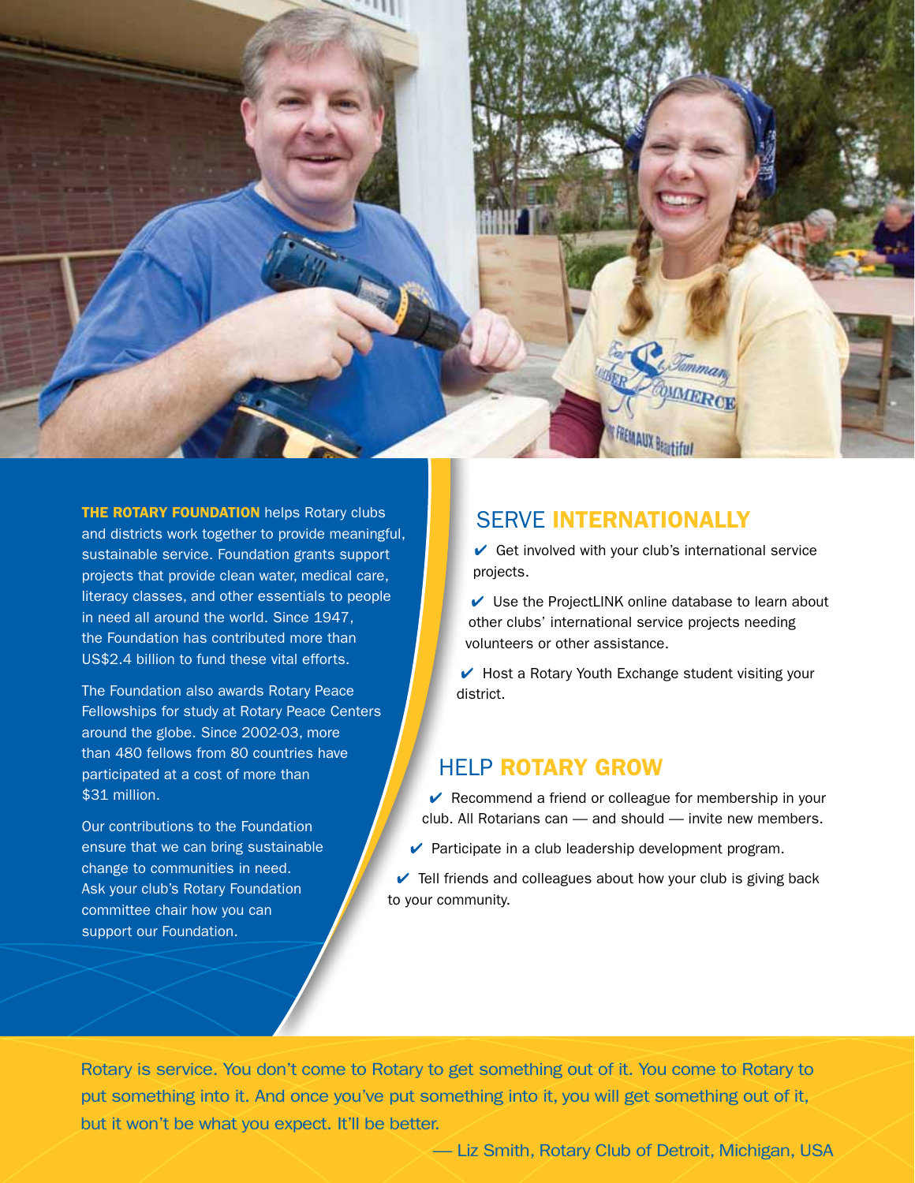**THE ROTARY FOUNDATION** helps Rotary clubs and districts work together to provide meaningful, sustainable service. Foundation grants support projects that provide clean water, medical care, literacy classes, and other essentials to people in need all around the world. Since 1947, the Foundation has contributed more than US$2.4 billion to fund these vital efforts.

The Foundation also awards Rotary Peace Fellowships for study at Rotary Peace Centers around the globe. Since 2002-03, more than 480 fellows from 80 countries have participated at a cost of more than $31 million.

Our contributions to the Foundation ensure that we can bring sustainable change to communities in need. Ask your club's Rotary Foundation committee chair how you can support our Foundation.

## SERVE **INTERNATIONALLY**

- ✔ Get involved with your club's international service projects.
- ✔ Use the ProjectLINK online database to learn about other clubs' international service projects needing volunteers or other assistance.
- ✔ Host a Rotary Youth Exchange student visiting your district.

## HELP **ROTARY GROW**

- ✔ Recommend a friend or colleague for membership in your club. All Rotarians can — and should — invite new members.
- ✔ Participate in a club leadership development program.
- ✔ Tell friends and colleagues about how your club is giving back to your community.

Rotary is service. You don't come to Rotary to get something out of it. You come to Rotary to put something into it. And once you've put something into it, you will get something out of it, but it won't be what you expect. It'll be better.

— Liz Smith, Rotary Club of Detroit, Michigan, USA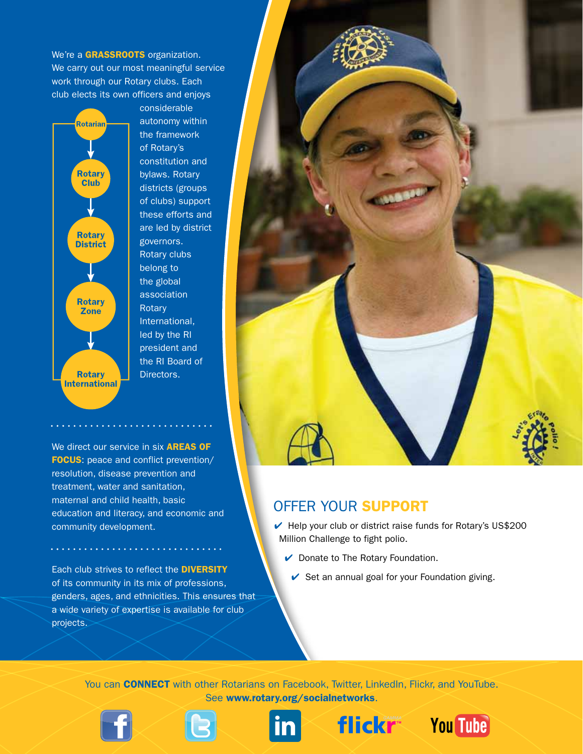We're a **GRASSROOTS** organization. We carry out our most meaningful service work through our Rotary clubs. Each club elects its own officers and enjoys considerable autonomy within the framework of Rotary's constitution and bylaws. Rotary districts (groups of clubs) support these efforts and are led by district governors. Rotary clubs belong to the global association Rotary International, led by the RI president and the RI Board of Directors.

Rotarian → Rotary Club → Rotary District → Rotary Zone → Rotary International

We direct our service in six **AREAS OF FOCUS**: peace and conflict prevention/resolution, disease prevention and treatment, water and sanitation, maternal and child health, basic education and literacy, and economic and community development.

Each club strives to reflect the **DIVERSITY** of its community in its mix of professions, genders, ages, and ethnicities. This ensures that a wide variety of expertise is available for club projects.

## OFFER YOUR **SUPPORT**

- ✔ Help your club or district raise funds for Rotary's US$200 Million Challenge to fight polio.
- ✔ Donate to The Rotary Foundation.
- ✔ Set an annual goal for your Foundation giving.

You can **CONNECT** with other Rotarians on Facebook, Twitter, LinkedIn, Flickr, and YouTube. See **www.rotary.org/socialnetworks**.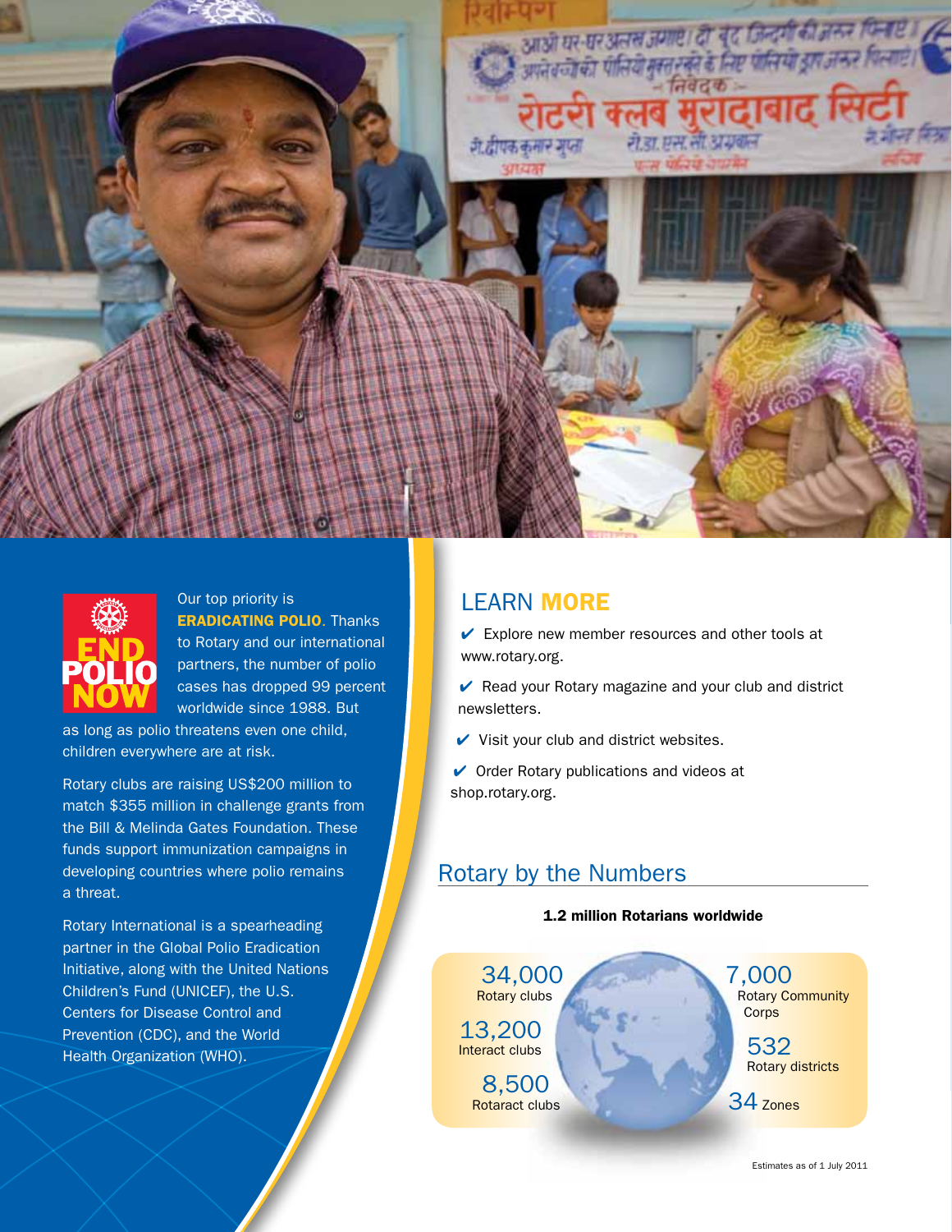Our top priority is **ERADICATING POLIO**. Thanks to Rotary and our international partners, the number of polio cases has dropped 99 percent worldwide since 1988. But as long as polio threatens even one child, children everywhere are at risk.

Rotary clubs are raising US$200 million to match $355 million in challenge grants from the Bill & Melinda Gates Foundation. These funds support immunization campaigns in developing countries where polio remains a threat.

Rotary International is a spearheading partner in the Global Polio Eradication Initiative, along with the United Nations Children's Fund (UNICEF), the U.S. Centers for Disease Control and Prevention (CDC), and the World Health Organization (WHO).

## LEARN MORE

- ✔ Explore new member resources and other tools at www.rotary.org.
- ✔ Read your Rotary magazine and your club and district newsletters.
- ✔ Visit your club and district websites.
- ✔ Order Rotary publications and videos at shop.rotary.org.

## Rotary by the Numbers

**1.2 million Rotarians worldwide**

- 34,000 Rotary clubs
- 13,200 Interact clubs
- 8,500 Rotaract clubs
- 7,000 Rotary Community Corps
- 532 Rotary districts
- 34 Zones

Estimates as of 1 July 2011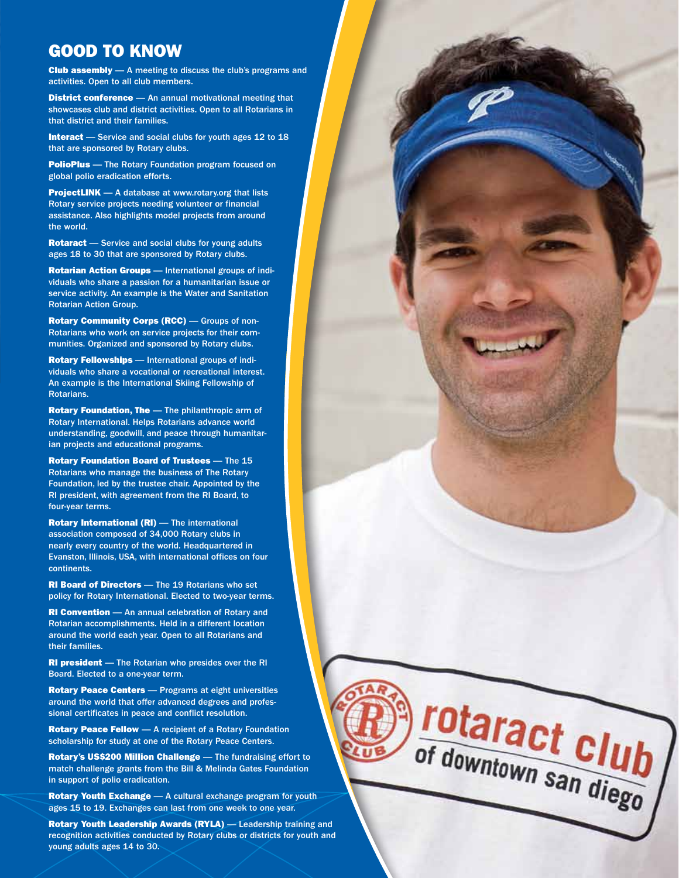# GOOD TO KNOW

**Club assembly** — A meeting to discuss the club's programs and activities. Open to all club members.

**District conference** — An annual motivational meeting that showcases club and district activities. Open to all Rotarians in that district and their families.

**Interact** — Service and social clubs for youth ages 12 to 18 that are sponsored by Rotary clubs.

**PolioPlus** — The Rotary Foundation program focused on global polio eradication efforts.

**ProjectLINK** — A database at www.rotary.org that lists Rotary service projects needing volunteer or financial assistance. Also highlights model projects from around the world.

**Rotaract** — Service and social clubs for young adults ages 18 to 30 that are sponsored by Rotary clubs.

**Rotarian Action Groups** — International groups of individuals who share a passion for a humanitarian issue or service activity. An example is the Water and Sanitation Rotarian Action Group.

**Rotary Community Corps (RCC)** — Groups of non-Rotarians who work on service projects for their communities. Organized and sponsored by Rotary clubs.

**Rotary Fellowships** — International groups of individuals who share a vocational or recreational interest. An example is the International Skiing Fellowship of Rotarians.

**Rotary Foundation, The** — The philanthropic arm of Rotary International. Helps Rotarians advance world understanding, goodwill, and peace through humanitarian projects and educational programs.

**Rotary Foundation Board of Trustees** — The 15 Rotarians who manage the business of The Rotary Foundation, led by the trustee chair. Appointed by the RI president, with agreement from the RI Board, to four-year terms.

**Rotary International (RI)** — The international association composed of 34,000 Rotary clubs in nearly every country of the world. Headquartered in Evanston, Illinois, USA, with international offices on four continents.

**RI Board of Directors** — The 19 Rotarians who set policy for Rotary International. Elected to two-year terms.

**RI Convention** — An annual celebration of Rotary and Rotarian accomplishments. Held in a different location around the world each year. Open to all Rotarians and their families.

**RI president** — The Rotarian who presides over the RI Board. Elected to a one-year term.

**Rotary Peace Centers** — Programs at eight universities around the world that offer advanced degrees and professional certificates in peace and conflict resolution.

**Rotary Peace Fellow** — A recipient of a Rotary Foundation scholarship for study at one of the Rotary Peace Centers.

**Rotary's US$200 Million Challenge** — The fundraising effort to match challenge grants from the Bill & Melinda Gates Foundation in support of polio eradication.

**Rotary Youth Exchange** — A cultural exchange program for youth ages 15 to 19. Exchanges can last from one week to one year.

**Rotary Youth Leadership Awards (RYLA)** — Leadership training and recognition activities conducted by Rotary clubs or districts for youth and young adults ages 14 to 30.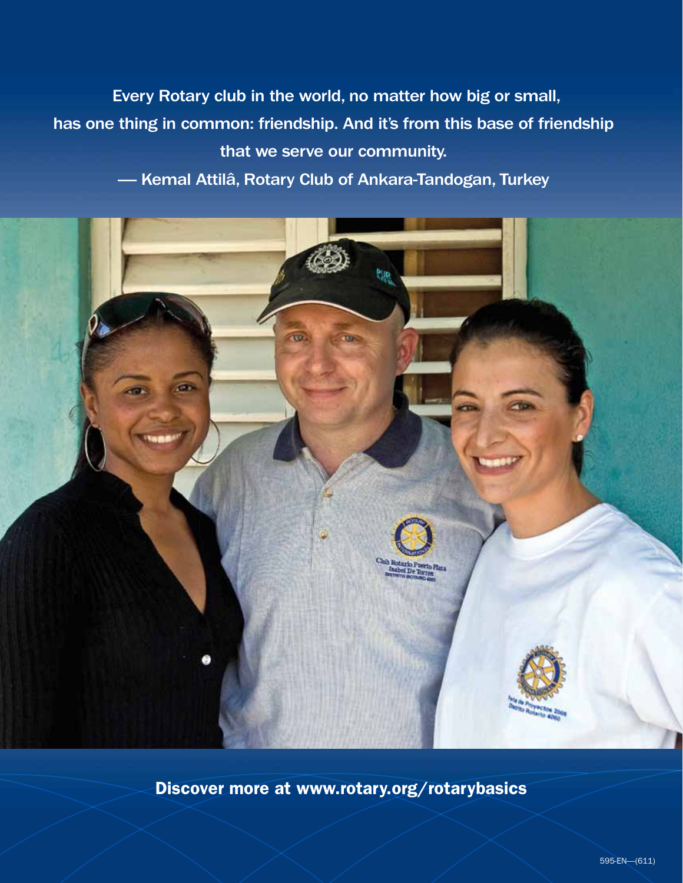Every Rotary club in the world, no matter how big or small, has one thing in common: friendship. And it's from this base of friendship that we serve our community.

— Kemal Attilâ, Rotary Club of Ankara-Tandogan, Turkey

**Discover more at www.rotary.org/rotarybasics**

595-EN—(611)